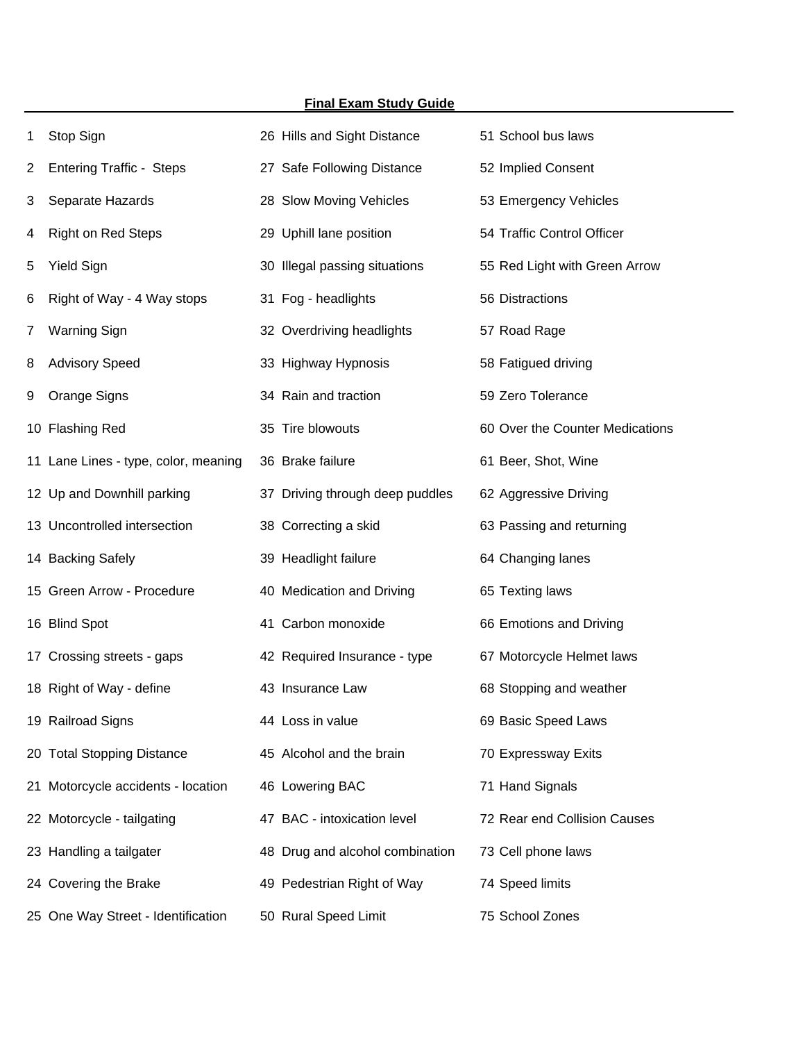**Final Exam Study Guide**

1. Stop Sign
2. Entering Traffic - Steps
3. Separate Hazards
4. Right on Red Steps
5. Yield Sign
6. Right of Way - 4 Way stops
7. Warning Sign
8. Advisory Speed
9. Orange Signs
10. Flashing Red
11. Lane Lines - type, color, meaning
12. Up and Downhill parking
13. Uncontrolled intersection
14. Backing Safely
15. Green Arrow - Procedure
16. Blind Spot
17. Crossing streets - gaps
18. Right of Way - define
19. Railroad Signs
20. Total Stopping Distance
21. Motorcycle accidents - location
22. Motorcycle - tailgating
23. Handling a tailgater
24. Covering the Brake
25. One Way Street - Identification
26. Hills and Sight Distance
27. Safe Following Distance
28. Slow Moving Vehicles
29. Uphill lane position
30. Illegal passing situations
31. Fog - headlights
32. Overdriving headlights
33. Highway Hypnosis
34. Rain and traction
35. Tire blowouts
36. Brake failure
37. Driving through deep puddles
38. Correcting a skid
39. Headlight failure
40. Medication and Driving
41. Carbon monoxide
42. Required Insurance - type
43. Insurance Law
44. Loss in value
45. Alcohol and the brain
46. Lowering BAC
47. BAC - intoxication level
48. Drug and alcohol combination
49. Pedestrian Right of Way
50. Rural Speed Limit
51. School bus laws
52. Implied Consent
53. Emergency Vehicles
54. Traffic Control Officer
55. Red Light with Green Arrow
56. Distractions
57. Road Rage
58. Fatigued driving
59. Zero Tolerance
60. Over the Counter Medications
61. Beer, Shot, Wine
62. Aggressive Driving
63. Passing and returning
64. Changing lanes
65. Texting laws
66. Emotions and Driving
67. Motorcycle Helmet laws
68. Stopping and weather
69. Basic Speed Laws
70. Expressway Exits
71. Hand Signals
72. Rear end Collision Causes
73. Cell phone laws
74. Speed limits
75. School Zones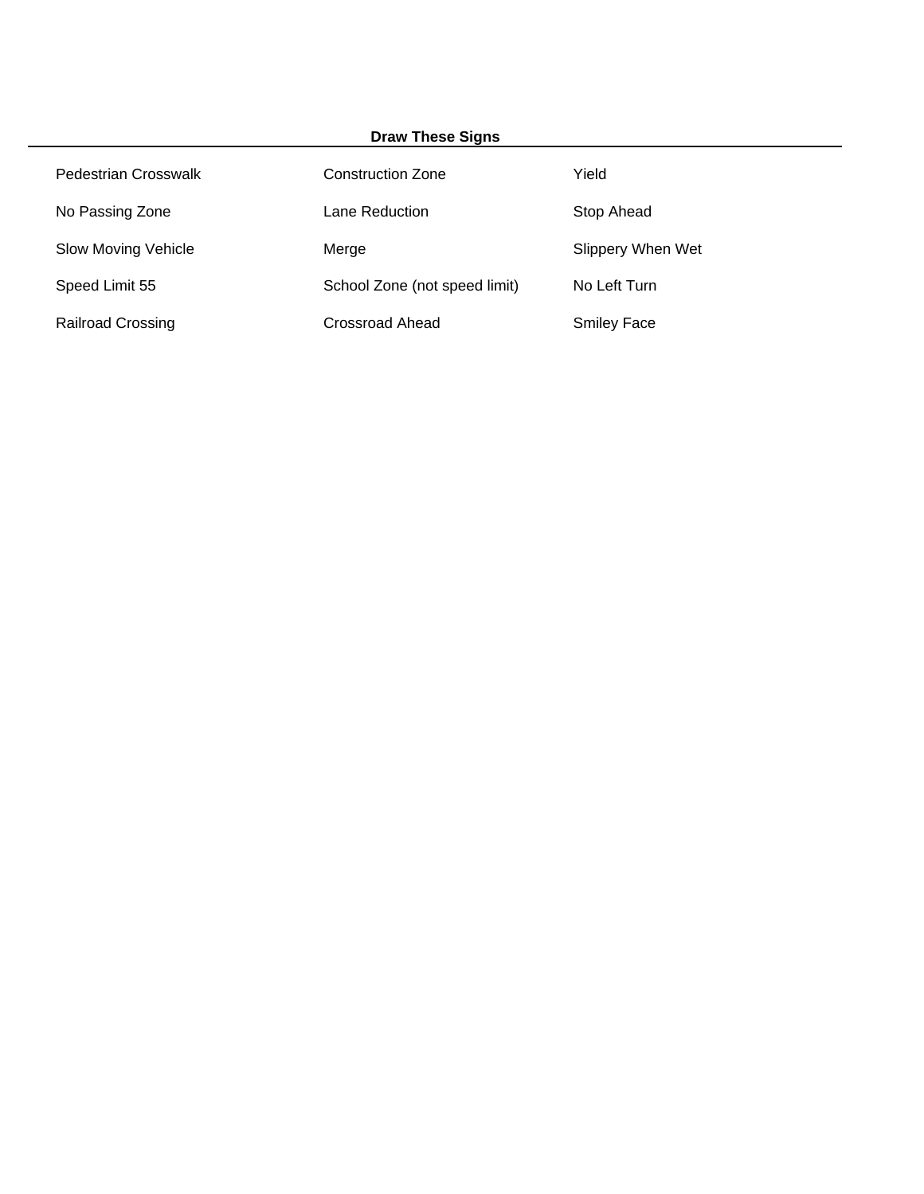**Draw These Signs**

| | | |
|---|---|---|
| Pedestrian Crosswalk | Construction Zone | Yield |
| No Passing Zone | Lane Reduction | Stop Ahead |
| Slow Moving Vehicle | Merge | Slippery When Wet |
| Speed Limit 55 | School Zone (not speed limit) | No Left Turn |
| Railroad Crossing | Crossroad Ahead | Smiley Face |